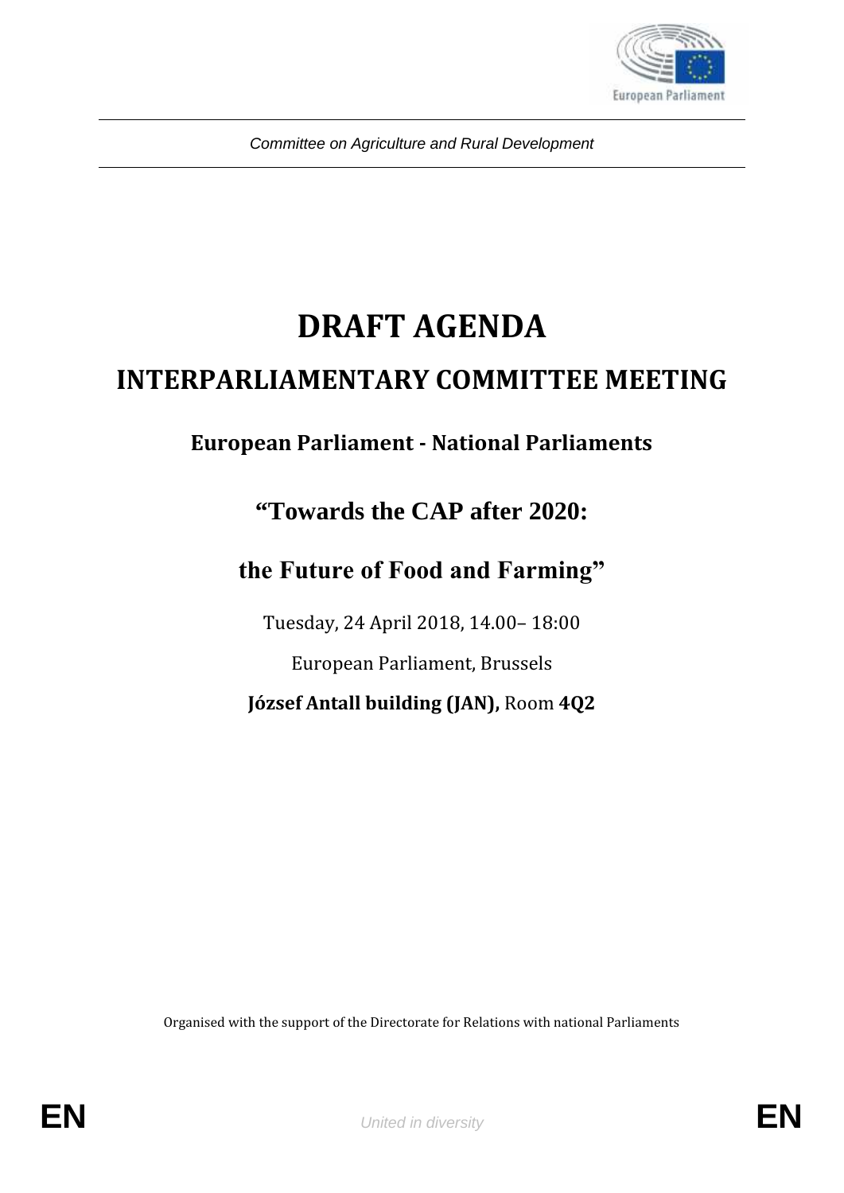Committee on Agriculture and Rural Development

# DRAFT AGENDA

## INTERPARLIAMENTARY COMMITTEE MEETING

### European Parliament - National Parliaments

## "Towards the CAP after 2020:

## the Future of Food and Farming"

Tuesday, 24 April 2018, 14.00– 18:00

European Parliament, Brussels

**József Antall building (JAN),** Room **4Q2**

Organised with the support of the Directorate for Relations with national Parliaments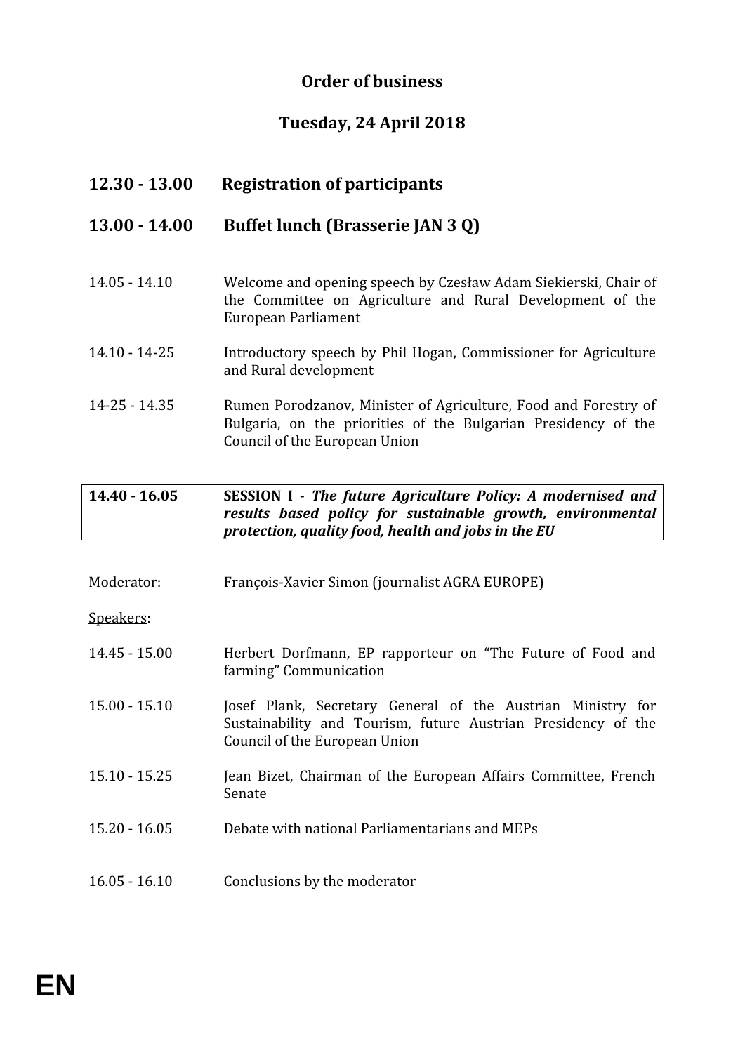## Order of business

## Tuesday, 24 April 2018

### 12.30 - 13.00 Registration of participants

### 13.00 - 14.00 Buffet lunch (Brasserie JAN 3 Q)

14.05 - 14.10 Welcome and opening speech by Czesław Adam Siekierski, Chair of the Committee on Agriculture and Rural Development of the European Parliament

14.10 - 14-25 Introductory speech by Phil Hogan, Commissioner for Agriculture and Rural development

14-25 - 14.35 Rumen Porodzanov, Minister of Agriculture, Food and Forestry of Bulgaria, on the priorities of the Bulgarian Presidency of the Council of the European Union

**14.40 - 16.05 SESSION I - *The future Agriculture Policy: A modernised and results based policy for sustainable growth, environmental protection, quality food, health and jobs in the EU***

Moderator: François-Xavier Simon (journalist AGRA EUROPE)

Speakers:

14.45 - 15.00 Herbert Dorfmann, EP rapporteur on "The Future of Food and farming" Communication

15.00 - 15.10 Josef Plank, Secretary General of the Austrian Ministry for Sustainability and Tourism, future Austrian Presidency of the Council of the European Union

15.10 - 15.25 Jean Bizet, Chairman of the European Affairs Committee, French Senate

15.20 - 16.05 Debate with national Parliamentarians and MEPs

16.05 - 16.10 Conclusions by the moderator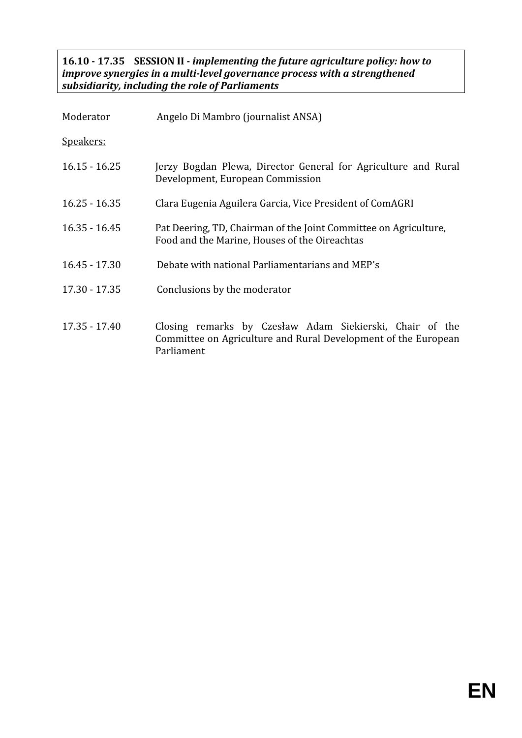**16.10 - 17.35 SESSION II -** ***implementing the future agriculture policy: how to improve synergies in a multi-level governance process with a strengthened subsidiarity, including the role of Parliaments***

| | |
|---|---|
| Moderator | Angelo Di Mambro (journalist ANSA) |

Speakers:

| | |
|---|---|
| 16.15 - 16.25 | Jerzy Bogdan Plewa, Director General for Agriculture and Rural Development, European Commission |
| 16.25 - 16.35 | Clara Eugenia Aguilera Garcia, Vice President of ComAGRI |
| 16.35 - 16.45 | Pat Deering, TD, Chairman of the Joint Committee on Agriculture, Food and the Marine, Houses of the Oireachtas |
| 16.45 - 17.30 | Debate with national Parliamentarians and MEP's |
| 17.30 - 17.35 | Conclusions by the moderator |
| 17.35 - 17.40 | Closing remarks by Czesław Adam Siekierski, Chair of the Committee on Agriculture and Rural Development of the European Parliament |